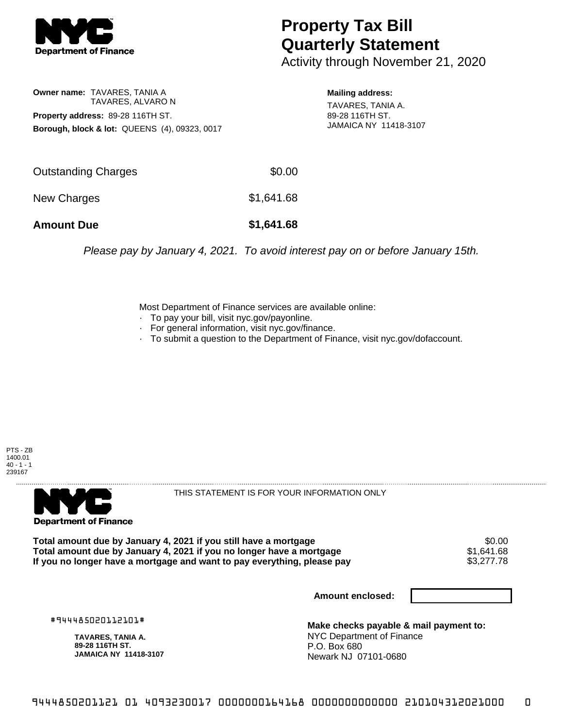# Property Tax Bill Quarterly Statement

Activity through November 21, 2020

**Owner name:** TAVARES, TANIA A
TAVARES, ALVARO N

**Property address:** 89-28 116TH ST.

**Borough, block & lot:** QUEENS (4), 09323, 0017

**Mailing address:**
TAVARES, TANIA A.
89-28 116TH ST.
JAMAICA NY 11418-3107

| | |
|---|---|
| Outstanding Charges | $0.00 |
| New Charges | $1,641.68 |
| **Amount Due** | **$1,641.68** |

*Please pay by January 4, 2021. To avoid interest pay on or before January 15th.*

Most Department of Finance services are available online:

- To pay your bill, visit nyc.gov/payonline.
- For general information, visit nyc.gov/finance.
- To submit a question to the Department of Finance, visit nyc.gov/dofaccount.

PTS - ZB
1400.01
40 - 1 - 1
239167

THIS STATEMENT IS FOR YOUR INFORMATION ONLY

| | |
|---|---|
| **Total amount due by January 4, 2021 if you still have a mortgage** | $0.00 |
| **Total amount due by January 4, 2021 if you no longer have a mortgage** | $1,641.68 |
| **If you no longer have a mortgage and want to pay everything, please pay** | $3,277.78 |

**Amount enclosed:**

#944485020112101#

**TAVARES, TANIA A.**
**89-28 116TH ST.**
**JAMAICA NY 11418-3107**

**Make checks payable & mail payment to:**
NYC Department of Finance
P.O. Box 680
Newark NJ 07101-0680

9444850201121 01 4093230017 0000000164168 0000000000000 210104312021000 0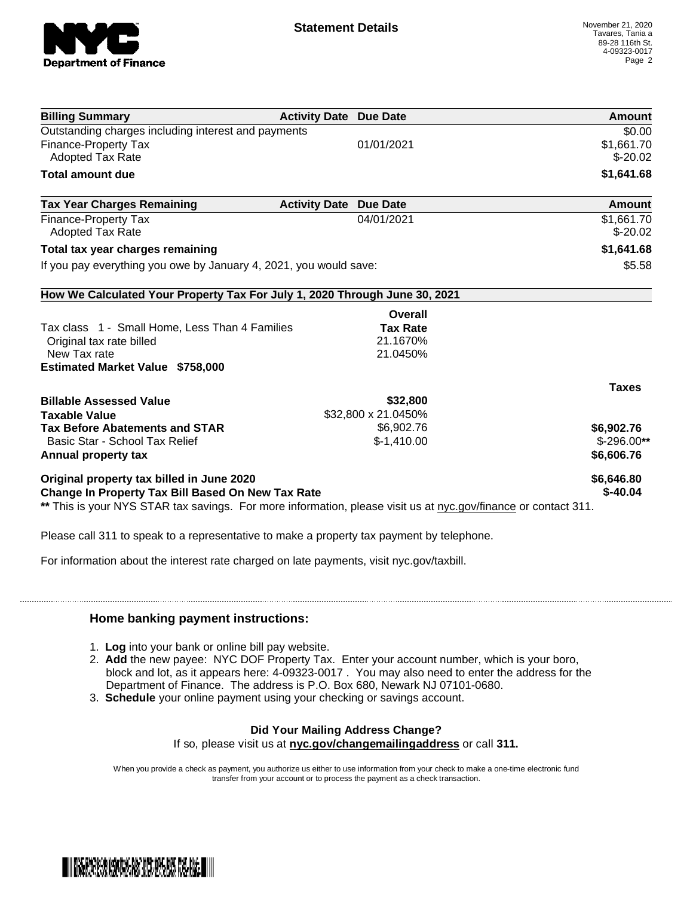**Statement Details**

November 21, 2020
Tavares, Tania a
89-28 116th St.
4-09323-0017

| Billing Summary | Activity Date | Due Date | Amount |
|---|---|---|---|
| Outstanding charges including interest and payments | | | $0.00 |
| Finance-Property Tax | | 01/01/2021 | $1,661.70 |
| Adopted Tax Rate | | | $-20.02 |
| **Total amount due** | | | **$1,641.68** |

| Tax Year Charges Remaining | Activity Date | Due Date | Amount |
|---|---|---|---|
| Finance-Property Tax | | 04/01/2021 | $1,661.70 |
| Adopted Tax Rate | | | $-20.02 |
| **Total tax year charges remaining** | | | **$1,641.68** |
| If you pay everything you owe by January 4, 2021, you would save: | | | $5.58 |

**How We Calculated Your Property Tax For July 1, 2020 Through June 30, 2021**

| | Overall Tax Rate | |
|---|---|---|
| Tax class 1 - Small Home, Less Than 4 Families | | |
| Original tax rate billed | 21.1670% | |
| New Tax rate | 21.0450% | |
| **Estimated Market Value $758,000** | | |

| | | Taxes |
|---|---|---|
| **Billable Assessed Value** | **$32,800** | |
| **Taxable Value** | $32,800 x 21.0450% | |
| **Tax Before Abatements and STAR** | $6,902.76 | **$6,902.76** |
| Basic Star - School Tax Relief | $-1,410.00 | $-296.00** |
| **Annual property tax** | | **$6,606.76** |
| **Original property tax billed in June 2020** | | **$6,646.80** |
| **Change In Property Tax Bill Based On New Tax Rate** | | **$-40.04** |

** This is your NYS STAR tax savings. For more information, please visit us at nyc.gov/finance or contact 311.

Please call 311 to speak to a representative to make a property tax payment by telephone.

For information about the interest rate charged on late payments, visit nyc.gov/taxbill.

## Home banking payment instructions:

1. **Log** into your bank or online bill pay website.
2. **Add** the new payee: NYC DOF Property Tax. Enter your account number, which is your boro, block and lot, as it appears here: 4-09323-0017 . You may also need to enter the address for the Department of Finance. The address is P.O. Box 680, Newark NJ 07101-0680.
3. **Schedule** your online payment using your checking or savings account.

**Did Your Mailing Address Change?**
If so, please visit us at **nyc.gov/changemailingaddress** or call **311.**

When you provide a check as payment, you authorize us either to use information from your check to make a one-time electronic fund transfer from your account or to process the payment as a check transaction.